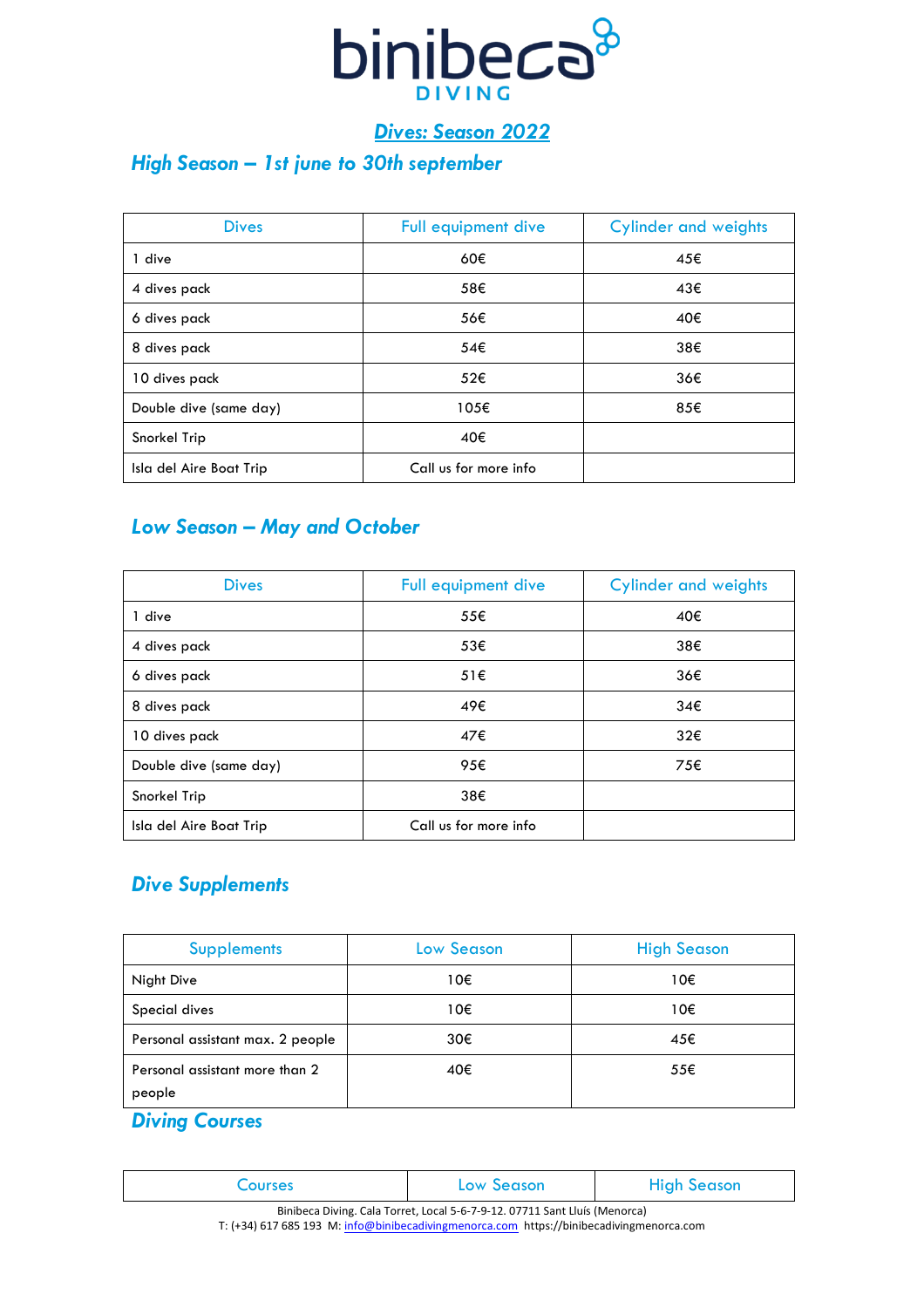# binibeca DIVING

## Dives: Season 2022

### High Season – 1st june to 30th september

| Dives | Full equipment dive | Cylinder and weights |
|---|---|---|
| 1 dive | 60€ | 45€ |
| 4 dives pack | 58€ | 43€ |
| 6 dives pack | 56€ | 40€ |
| 8 dives pack | 54€ | 38€ |
| 10 dives pack | 52€ | 36€ |
| Double dive (same day) | 105€ | 85€ |
| Snorkel Trip | 40€ | |
| Isla del Aire Boat Trip | Call us for more info | |

### Low Season – May and October

| Dives | Full equipment dive | Cylinder and weights |
|---|---|---|
| 1 dive | 55€ | 40€ |
| 4 dives pack | 53€ | 38€ |
| 6 dives pack | 51€ | 36€ |
| 8 dives pack | 49€ | 34€ |
| 10 dives pack | 47€ | 32€ |
| Double dive (same day) | 95€ | 75€ |
| Snorkel Trip | 38€ | |
| Isla del Aire Boat Trip | Call us for more info | |

### Dive Supplements

| Supplements | Low Season | High Season |
|---|---|---|
| Night Dive | 10€ | 10€ |
| Special dives | 10€ | 10€ |
| Personal assistant max. 2 people | 30€ | 45€ |
| Personal assistant more than 2 people | 40€ | 55€ |

### Diving Courses

| Courses | Low Season | High Season |
|---|---|---|

Binibeca Diving. Cala Torret, Local 5-6-7-9-12. 07711 Sant Lluís (Menorca)
T: (+34) 617 685 193 M: info@binibecadivingmenorca.com https://binibecadivingmenorca.com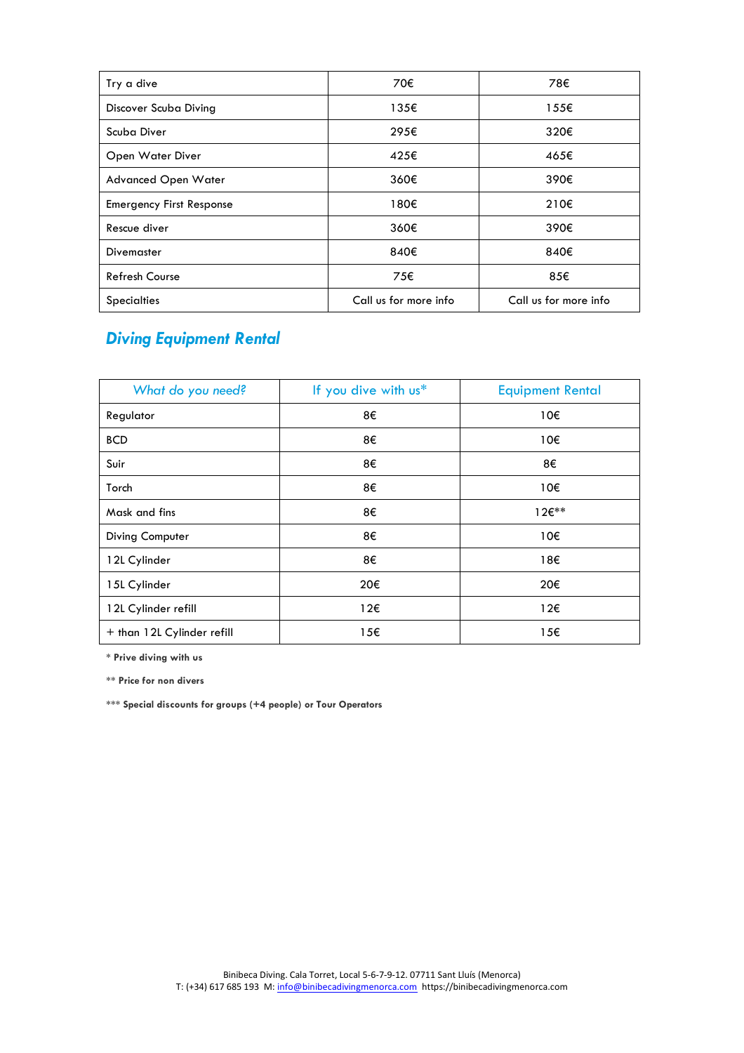| | | |
|---|---|---|
| Try a dive | 70€ | 78€ |
| Discover Scuba Diving | 135€ | 155€ |
| Scuba Diver | 295€ | 320€ |
| Open Water Diver | 425€ | 465€ |
| Advanced Open Water | 360€ | 390€ |
| Emergency First Response | 180€ | 210€ |
| Rescue diver | 360€ | 390€ |
| Divemaster | 840€ | 840€ |
| Refresh Course | 75€ | 85€ |
| Specialties | Call us for more info | Call us for more info |

## *Diving Equipment Rental*

| *What do you need?* | If you dive with us* | Equipment Rental |
|---|---|---|
| Regulator | 8€ | 10€ |
| BCD | 8€ | 10€ |
| Suir | 8€ | 8€ |
| Torch | 8€ | 10€ |
| Mask and fins | 8€ | 12€** |
| Diving Computer | 8€ | 10€ |
| 12L Cylinder | 8€ | 18€ |
| 15L Cylinder | 20€ | 20€ |
| 12L Cylinder refill | 12€ | 12€ |
| + than 12L Cylinder refill | 15€ | 15€ |

* **Prive diving with us**

** **Price for non divers**

*** **Special discounts for groups (+4 people) or Tour Operators**

Binibeca Diving. Cala Torret, Local 5-6-7-9-12. 07711 Sant Lluís (Menorca)
T: (+34) 617 685 193 M: info@binibecadivingmenorca.com https://binibecadivingmenorca.com